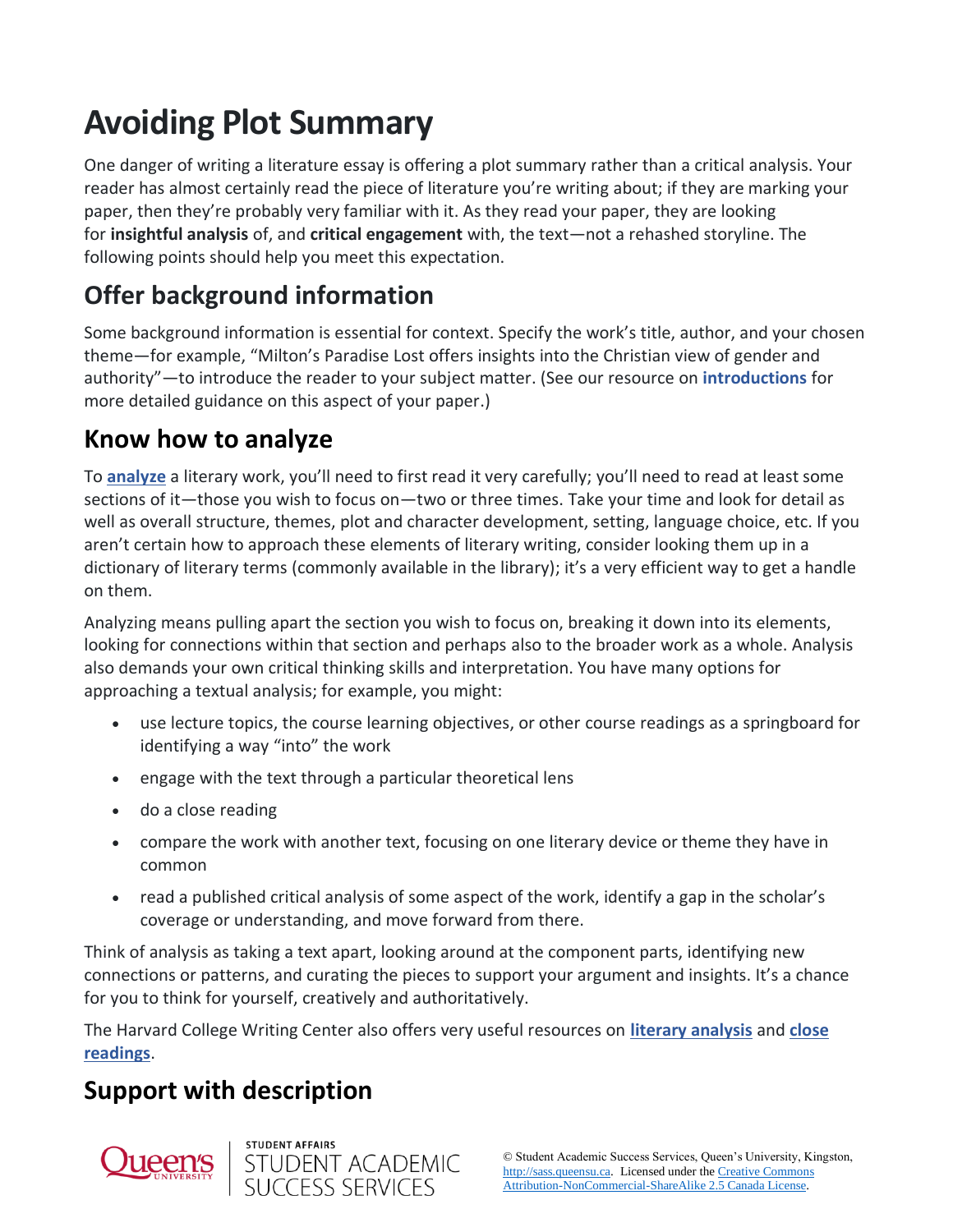# Avoiding Plot Summary

One danger of writing a literature essay is offering a plot summary rather than a critical analysis. Your reader has almost certainly read the piece of literature you're writing about; if they are marking your paper, then they're probably very familiar with it. As they read your paper, they are looking for **insightful analysis** of, and **critical engagement** with, the text—not a rehashed storyline. The following points should help you meet this expectation.

## Offer background information

Some background information is essential for context. Specify the work's title, author, and your chosen theme—for example, "Milton's Paradise Lost offers insights into the Christian view of gender and authority"—to introduce the reader to your subject matter. (See our resource on **introductions** for more detailed guidance on this aspect of your paper.)

## Know how to analyze

To **analyze** a literary work, you'll need to first read it very carefully; you'll need to read at least some sections of it—those you wish to focus on—two or three times. Take your time and look for detail as well as overall structure, themes, plot and character development, setting, language choice, etc. If you aren't certain how to approach these elements of literary writing, consider looking them up in a dictionary of literary terms (commonly available in the library); it's a very efficient way to get a handle on them.

Analyzing means pulling apart the section you wish to focus on, breaking it down into its elements, looking for connections within that section and perhaps also to the broader work as a whole. Analysis also demands your own critical thinking skills and interpretation. You have many options for approaching a textual analysis; for example, you might:

- use lecture topics, the course learning objectives, or other course readings as a springboard for identifying a way "into" the work
- engage with the text through a particular theoretical lens
- do a close reading
- compare the work with another text, focusing on one literary device or theme they have in common
- read a published critical analysis of some aspect of the work, identify a gap in the scholar's coverage or understanding, and move forward from there.

Think of analysis as taking a text apart, looking around at the component parts, identifying new connections or patterns, and curating the pieces to support your argument and insights. It's a chance for you to think for yourself, creatively and authoritatively.

The Harvard College Writing Center also offers very useful resources on **literary analysis** and **close readings**.

## Support with description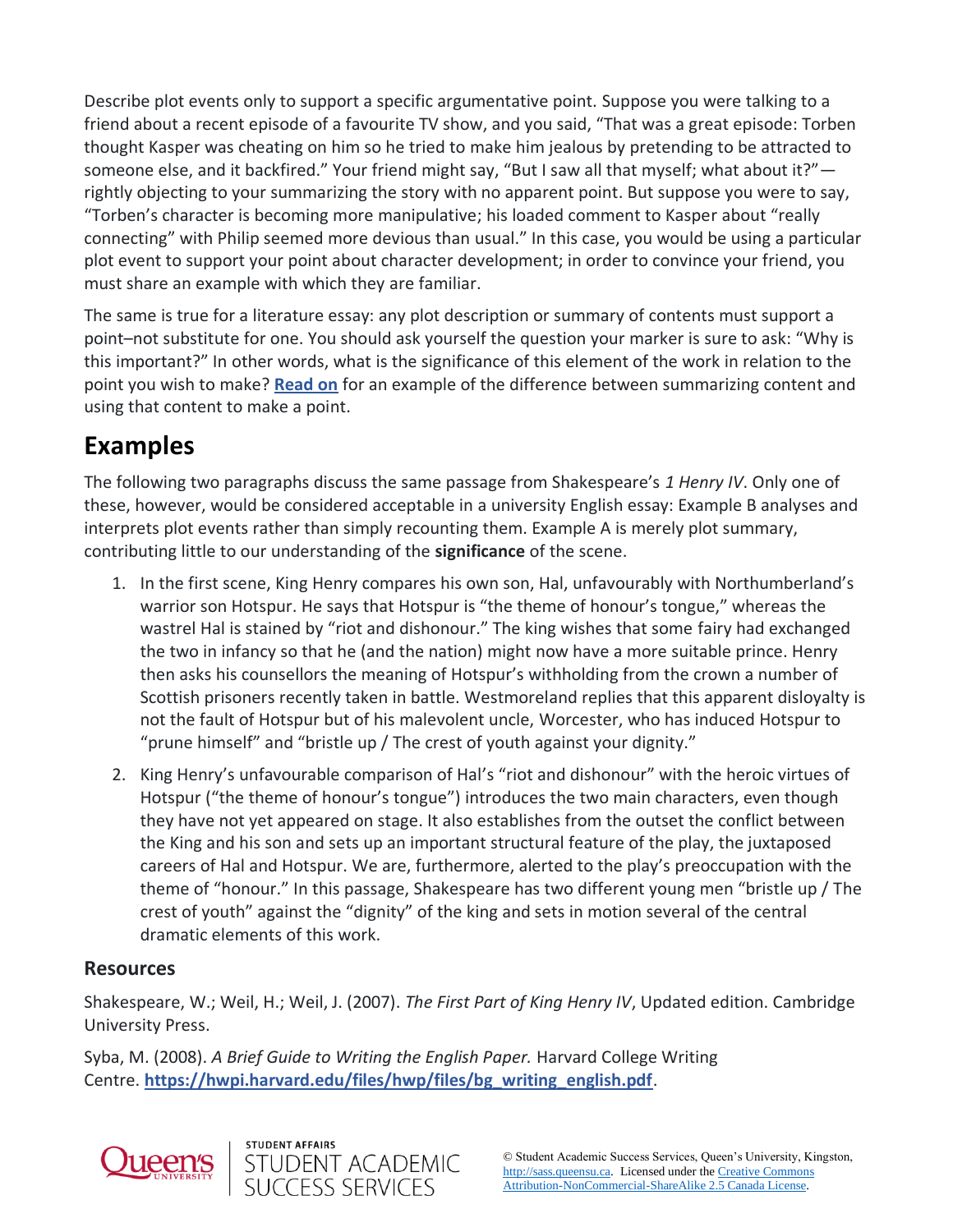Describe plot events only to support a specific argumentative point. Suppose you were talking to a friend about a recent episode of a favourite TV show, and you said, "That was a great episode: Torben thought Kasper was cheating on him so he tried to make him jealous by pretending to be attracted to someone else, and it backfired." Your friend might say, "But I saw all that myself; what about it?"—rightly objecting to your summarizing the story with no apparent point. But suppose you were to say, "Torben's character is becoming more manipulative; his loaded comment to Kasper about "really connecting" with Philip seemed more devious than usual." In this case, you would be using a particular plot event to support your point about character development; in order to convince your friend, you must share an example with which they are familiar.

The same is true for a literature essay: any plot description or summary of contents must support a point–not substitute for one. You should ask yourself the question your marker is sure to ask: "Why is this important?" In other words, what is the significance of this element of the work in relation to the point you wish to make? **Read on** for an example of the difference between summarizing content and using that content to make a point.

## Examples

The following two paragraphs discuss the same passage from Shakespeare's *1 Henry IV*. Only one of these, however, would be considered acceptable in a university English essay: Example B analyses and interprets plot events rather than simply recounting them. Example A is merely plot summary, contributing little to our understanding of the **significance** of the scene.

1. In the first scene, King Henry compares his own son, Hal, unfavourably with Northumberland's warrior son Hotspur. He says that Hotspur is "the theme of honour's tongue," whereas the wastrel Hal is stained by "riot and dishonour." The king wishes that some fairy had exchanged the two in infancy so that he (and the nation) might now have a more suitable prince. Henry then asks his counsellors the meaning of Hotspur's withholding from the crown a number of Scottish prisoners recently taken in battle. Westmoreland replies that this apparent disloyalty is not the fault of Hotspur but of his malevolent uncle, Worcester, who has induced Hotspur to "prune himself" and "bristle up / The crest of youth against your dignity."
2. King Henry's unfavourable comparison of Hal's "riot and dishonour" with the heroic virtues of Hotspur ("the theme of honour's tongue") introduces the two main characters, even though they have not yet appeared on stage. It also establishes from the outset the conflict between the King and his son and sets up an important structural feature of the play, the juxtaposed careers of Hal and Hotspur. We are, furthermore, alerted to the play's preoccupation with the theme of "honour." In this passage, Shakespeare has two different young men "bristle up / The crest of youth" against the "dignity" of the king and sets in motion several of the central dramatic elements of this work.

### Resources

Shakespeare, W.; Weil, H.; Weil, J. (2007). *The First Part of King Henry IV*, Updated edition. Cambridge University Press.

Syba, M. (2008). *A Brief Guide to Writing the English Paper.* Harvard College Writing Centre. **https://hwpi.harvard.edu/files/hwp/files/bg_writing_english.pdf**.

Queen's University | STUDENT AFFAIRS STUDENT ACADEMIC SUCCESS SERVICES

© Student Academic Success Services, Queen's University, Kingston, http://sass.queensu.ca. Licensed under the Creative Commons Attribution-NonCommercial-ShareAlike 2.5 Canada License.